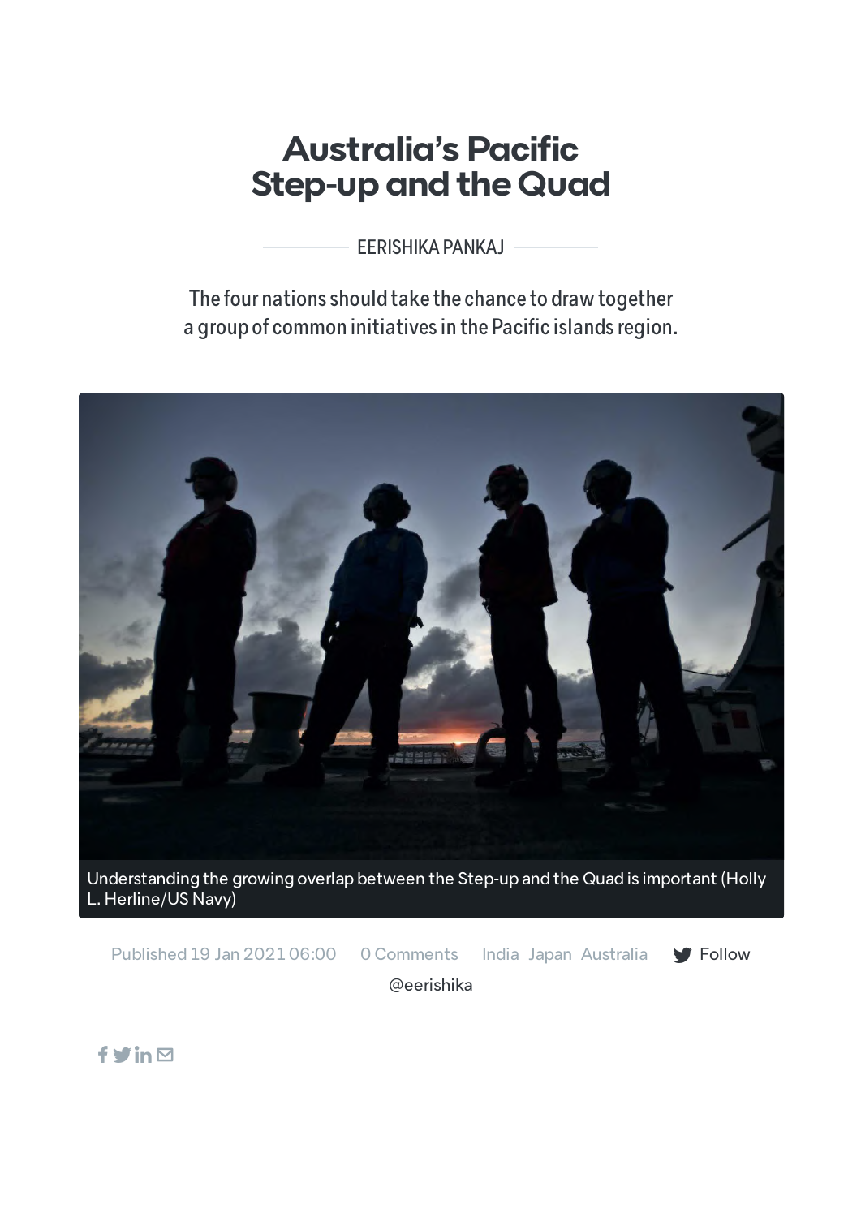# Australia's Pacific Step-up and the Quad

EERISHIKA PANKAJ

The four nations should take the chance to draw together a group of common initiatives in the Pacific islands region.

Understanding the growing overlap between the Step-up and the Quad is important (Holly L. Herline/US Navy)

Published 19 Jan 2021 06:00 0 Comments India Japan Australia Follow @eerishika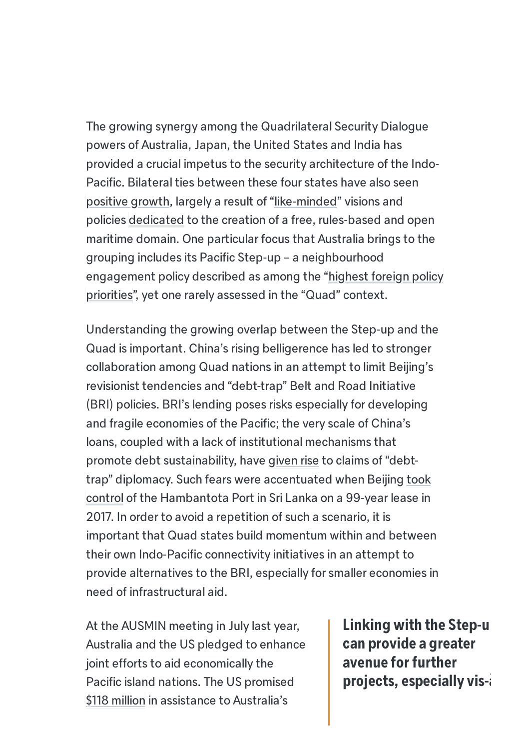The growing synergy among the Quadrilateral Security Dialogue powers of Australia, Japan, the United States and India has provided a crucial impetus to the security architecture of the Indo-Pacific. Bilateral ties between these four states have also seen positive growth, largely a result of "like-minded" visions and policies dedicated to the creation of a free, rules-based and open maritime domain. One particular focus that Australia brings to the grouping includes its Pacific Step-up – a neighbourhood engagement policy described as among the "highest foreign policy priorities", yet one rarely assessed in the "Quad" context.

Understanding the growing overlap between the Step-up and the Quad is important. China's rising belligerence has led to stronger collaboration among Quad nations in an attempt to limit Beijing's revisionist tendencies and "debt-trap" Belt and Road Initiative (BRI) policies. BRI's lending poses risks especially for developing and fragile economies of the Pacific; the very scale of China's loans, coupled with a lack of institutional mechanisms that promote debt sustainability, have given rise to claims of "debt-trap" diplomacy. Such fears were accentuated when Beijing took control of the Hambantota Port in Sri Lanka on a 99-year lease in 2017. In order to avoid a repetition of such a scenario, it is important that Quad states build momentum within and between their own Indo-Pacific connectivity initiatives in an attempt to provide alternatives to the BRI, especially for smaller economies in need of infrastructural aid.

> **Linking with the Step-u can provide a greater avenue for further projects, especially vis-à**

At the AUSMIN meeting in July last year, Australia and the US pledged to enhance joint efforts to aid economically the Pacific island nations. The US promised $118 million in assistance to Australia's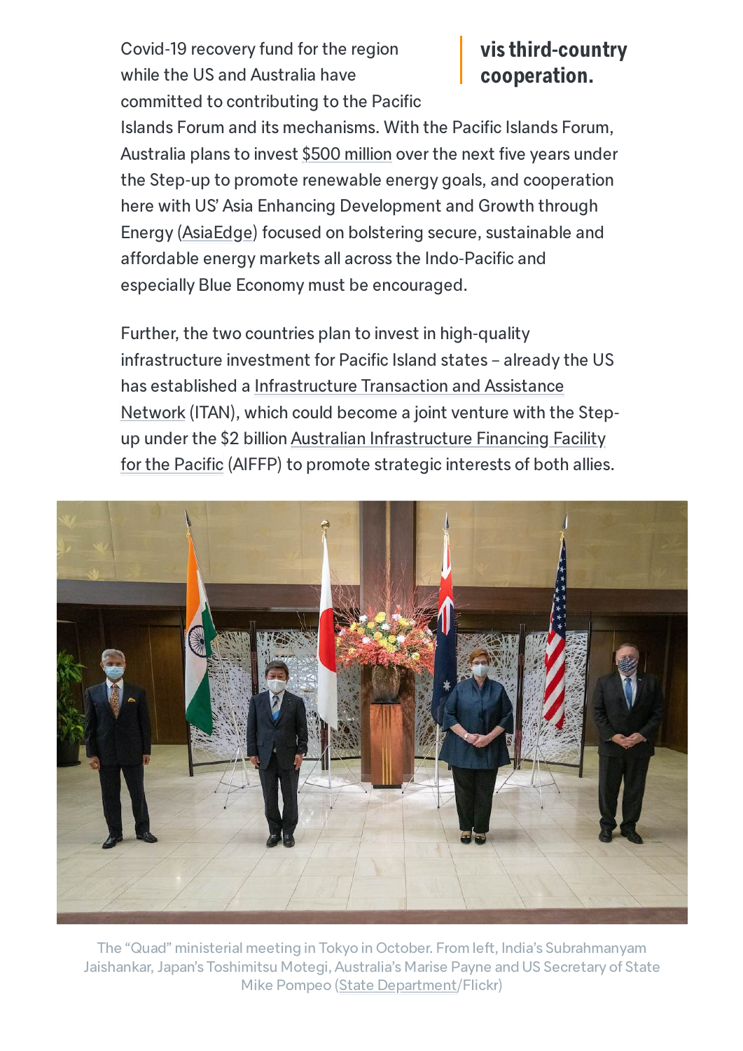Covid-19 recovery fund for the region while the US and Australia have committed to contributing to the Pacific Islands Forum and its mechanisms. With the Pacific Islands Forum, Australia plans to invest $500 million over the next five years under the Step-up to promote renewable energy goals, and cooperation here with US' Asia Enhancing Development and Growth through Energy (AsiaEdge) focused on bolstering secure, sustainable and affordable energy markets all across the Indo-Pacific and especially Blue Economy must be encouraged.

**vis third-country cooperation.**

Further, the two countries plan to invest in high-quality infrastructure investment for Pacific Island states – already the US has established a Infrastructure Transaction and Assistance Network (ITAN), which could become a joint venture with the Step-up under the $2 billion Australian Infrastructure Financing Facility for the Pacific (AIFFP) to promote strategic interests of both allies.

The "Quad" ministerial meeting in Tokyo in October. From left, India's Subrahmanyam Jaishankar, Japan's Toshimitsu Motegi, Australia's Marise Payne and US Secretary of State Mike Pompeo (State Department/Flickr)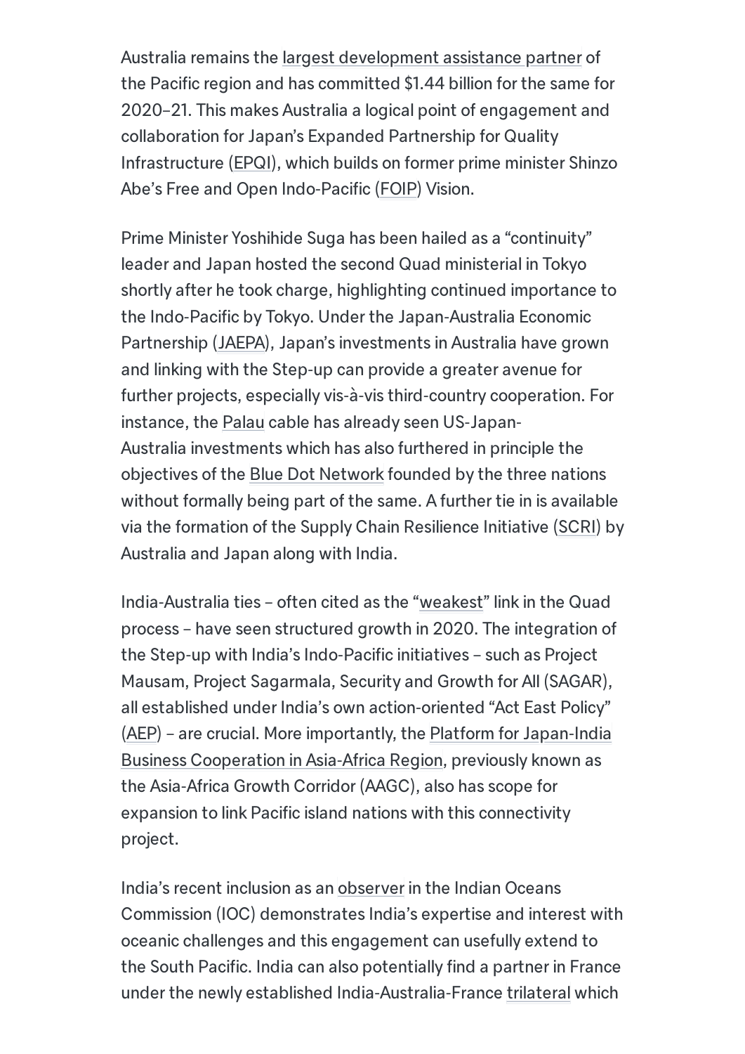Australia remains the largest development assistance partner of the Pacific region and has committed $1.44 billion for the same for 2020–21. This makes Australia a logical point of engagement and collaboration for Japan's Expanded Partnership for Quality Infrastructure (EPQI), which builds on former prime minister Shinzo Abe's Free and Open Indo-Pacific (FOIP) Vision.

Prime Minister Yoshihide Suga has been hailed as a "continuity" leader and Japan hosted the second Quad ministerial in Tokyo shortly after he took charge, highlighting continued importance to the Indo-Pacific by Tokyo. Under the Japan-Australia Economic Partnership (JAEPA), Japan's investments in Australia have grown and linking with the Step-up can provide a greater avenue for further projects, especially vis-à-vis third-country cooperation. For instance, the Palau cable has already seen US-Japan-Australia investments which has also furthered in principle the objectives of the Blue Dot Network founded by the three nations without formally being part of the same. A further tie in is available via the formation of the Supply Chain Resilience Initiative (SCRI) by Australia and Japan along with India.

India-Australia ties – often cited as the "weakest" link in the Quad process – have seen structured growth in 2020. The integration of the Step-up with India's Indo-Pacific initiatives – such as Project Mausam, Project Sagarmala, Security and Growth for All (SAGAR), all established under India's own action-oriented "Act East Policy" (AEP) – are crucial. More importantly, the Platform for Japan-India Business Cooperation in Asia-Africa Region, previously known as the Asia-Africa Growth Corridor (AAGC), also has scope for expansion to link Pacific island nations with this connectivity project.

India's recent inclusion as an observer in the Indian Oceans Commission (IOC) demonstrates India's expertise and interest with oceanic challenges and this engagement can usefully extend to the South Pacific. India can also potentially find a partner in France under the newly established India-Australia-France trilateral which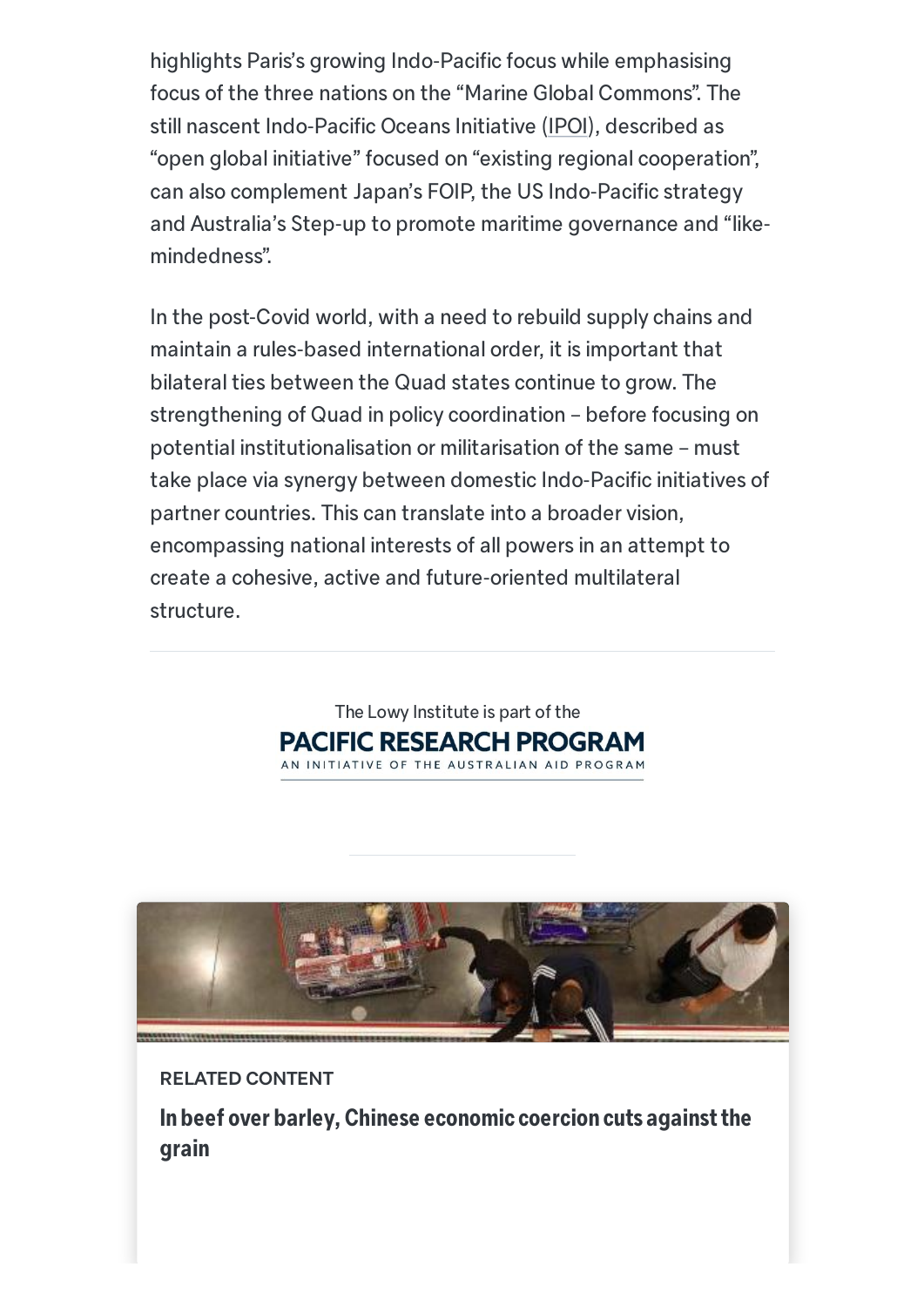highlights Paris's growing Indo-Pacific focus while emphasising focus of the three nations on the "Marine Global Commons". The still nascent Indo-Pacific Oceans Initiative (IPOI), described as "open global initiative" focused on "existing regional cooperation", can also complement Japan's FOIP, the US Indo-Pacific strategy and Australia's Step-up to promote maritime governance and "like-mindedness".

In the post-Covid world, with a need to rebuild supply chains and maintain a rules-based international order, it is important that bilateral ties between the Quad states continue to grow. The strengthening of Quad in policy coordination – before focusing on potential institutionalisation or militarisation of the same – must take place via synergy between domestic Indo-Pacific initiatives of partner countries. This can translate into a broader vision, encompassing national interests of all powers in an attempt to create a cohesive, active and future-oriented multilateral structure.

---

The Lowy Institute is part of the

**PACIFIC RESEARCH PROGRAM**

AN INITIATIVE OF THE AUSTRALIAN AID PROGRAM

---

RELATED CONTENT

**In beef over barley, Chinese economic coercion cuts against the grain**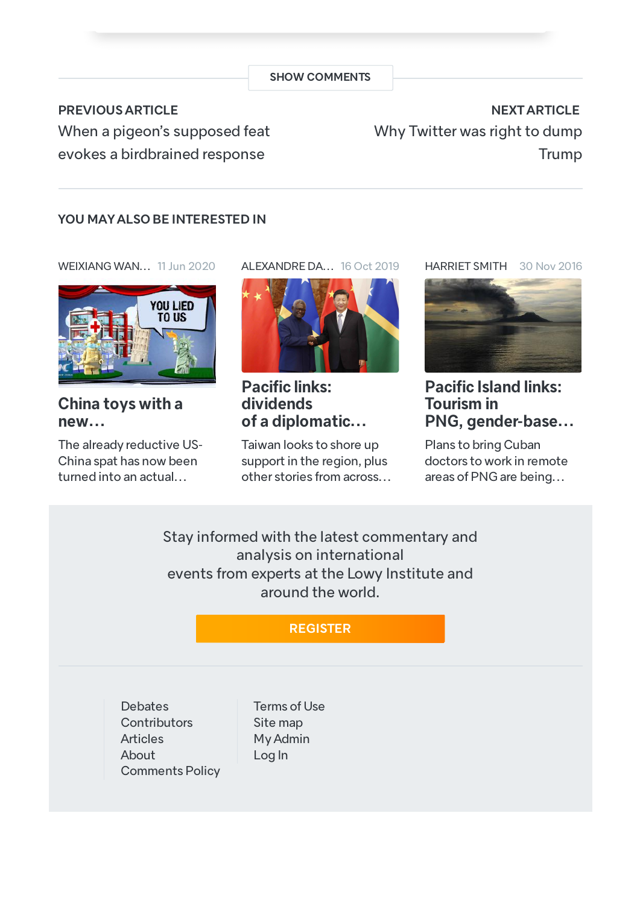SHOW COMMENTS

**PREVIOUS ARTICLE**
When a pigeon's supposed feat evokes a birdbrained response

**NEXT ARTICLE**
Why Twitter was right to dump Trump

## YOU MAY ALSO BE INTERESTED IN

WEIXIANG WAN… 11 Jun 2020

### China toys with a new…

The already reductive US-China spat has now been turned into an actual…

ALEXANDRE DA… 16 Oct 2019

### Pacific links: dividends of a diplomatic…

Taiwan looks to shore up support in the region, plus other stories from across…

HARRIET SMITH 30 Nov 2016

### Pacific Island links: Tourism in PNG, gender-base…

Plans to bring Cuban doctors to work in remote areas of PNG are being…

Stay informed with the latest commentary and analysis on international events from experts at the Lowy Institute and around the world.

REGISTER

- Debates
- Contributors
- Articles
- About
- Comments Policy

- Terms of Use
- Site map
- My Admin
- Log In